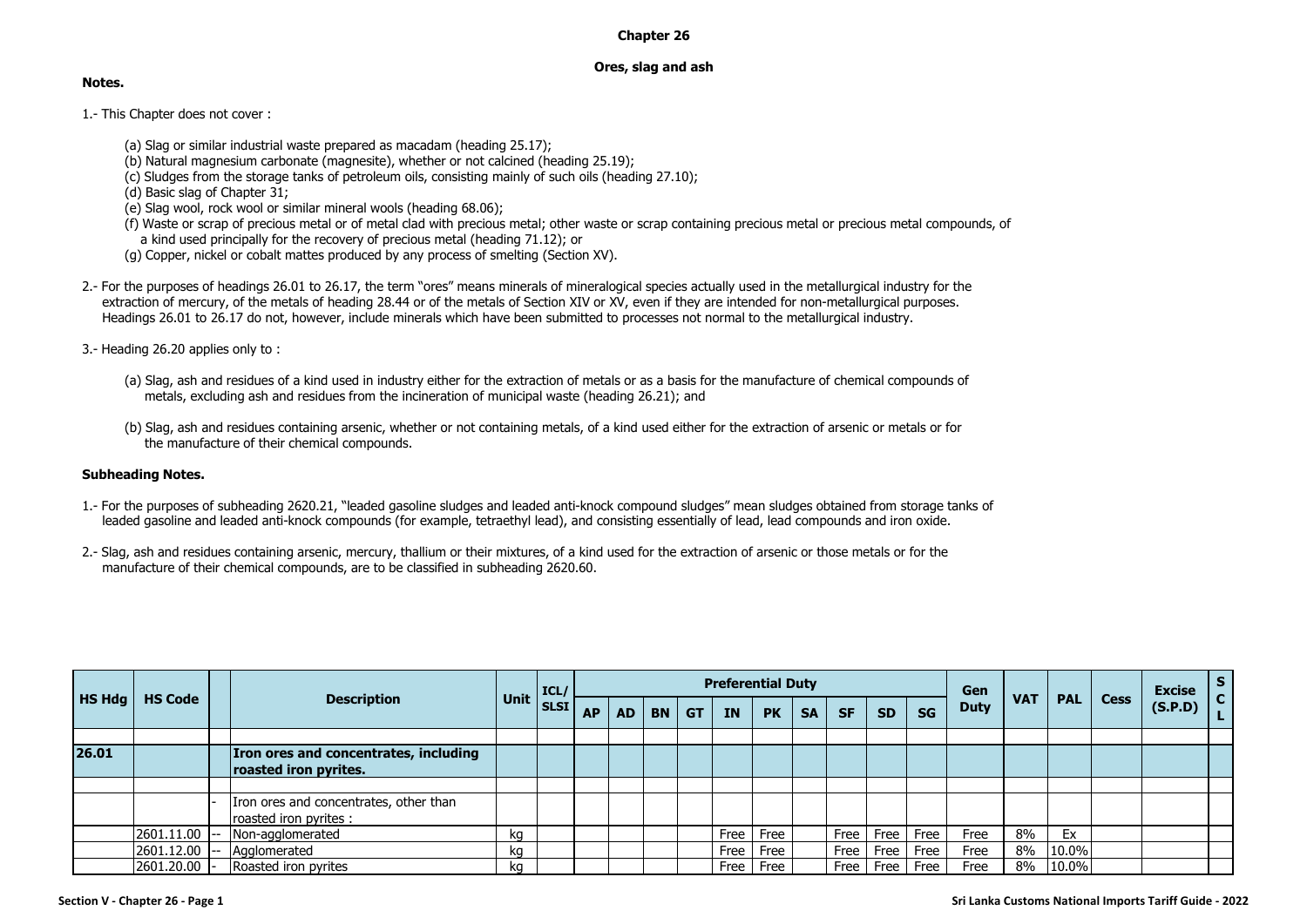# Chapter 26

## Ores, slag and ash

**Notes.**

1.- This Chapter does not cover :

- (a) Slag or similar industrial waste prepared as macadam (heading 25.17);
- (b) Natural magnesium carbonate (magnesite), whether or not calcined (heading 25.19);
- (c) Sludges from the storage tanks of petroleum oils, consisting mainly of such oils (heading 27.10);
- (d) Basic slag of Chapter 31;
- (e) Slag wool, rock wool or similar mineral wools (heading 68.06);
- (f) Waste or scrap of precious metal or of metal clad with precious metal; other waste or scrap containing precious metal or precious metal compounds, of a kind used principally for the recovery of precious metal (heading 71.12); or
- (g) Copper, nickel or cobalt mattes produced by any process of smelting (Section XV).

2.- For the purposes of headings 26.01 to 26.17, the term "ores" means minerals of mineralogical species actually used in the metallurgical industry for the extraction of mercury, of the metals of heading 28.44 or of the metals of Section XIV or XV, even if they are intended for non-metallurgical purposes. Headings 26.01 to 26.17 do not, however, include minerals which have been submitted to processes not normal to the metallurgical industry.

3.- Heading 26.20 applies only to :

- (a) Slag, ash and residues of a kind used in industry either for the extraction of metals or as a basis for the manufacture of chemical compounds of metals, excluding ash and residues from the incineration of municipal waste (heading 26.21); and
- (b) Slag, ash and residues containing arsenic, whether or not containing metals, of a kind used either for the extraction of arsenic or metals or for the manufacture of their chemical compounds.

**Subheading Notes.**

1.- For the purposes of subheading 2620.21, "leaded gasoline sludges and leaded anti-knock compound sludges" mean sludges obtained from storage tanks of leaded gasoline and leaded anti-knock compounds (for example, tetraethyl lead), and consisting essentially of lead, lead compounds and iron oxide.

2.- Slag, ash and residues containing arsenic, mercury, thallium or their mixtures, of a kind used for the extraction of arsenic or those metals or for the manufacture of their chemical compounds, are to be classified in subheading 2620.60.

| HS Hdg | HS Code | | Description | Unit | ICL/ SLSI | Preferential Duty | | | | | | | | | | Gen Duty | VAT | PAL | Cess | Excise (S.P.D) | SCL |
|---|---|---|---|---|---|---|---|---|---|---|---|---|---|---|---|---|---|---|---|---|---|
| | | | | | | AP | AD | BN | GT | IN | PK | SA | SF | SD | SG | | | | | | |
| **26.01** | | | **Iron ores and concentrates, including roasted iron pyrites.** | | | | | | | | | | | | | | | | | | |
| | | - | Iron ores and concentrates, other than roasted iron pyrites : | | | | | | | | | | | | | | | | | | |
| | 2601.11.00 | -- | Non-agglomerated | kg | | | | | | Free | Free | | Free | Free | Free | Free | 8% | Ex | | | |
| | 2601.12.00 | -- | Agglomerated | kg | | | | | | Free | Free | | Free | Free | Free | Free | 8% | 10.0% | | | |
| | 2601.20.00 | - | Roasted iron pyrites | kg | | | | | | Free | Free | | Free | Free | Free | Free | 8% | 10.0% | | | |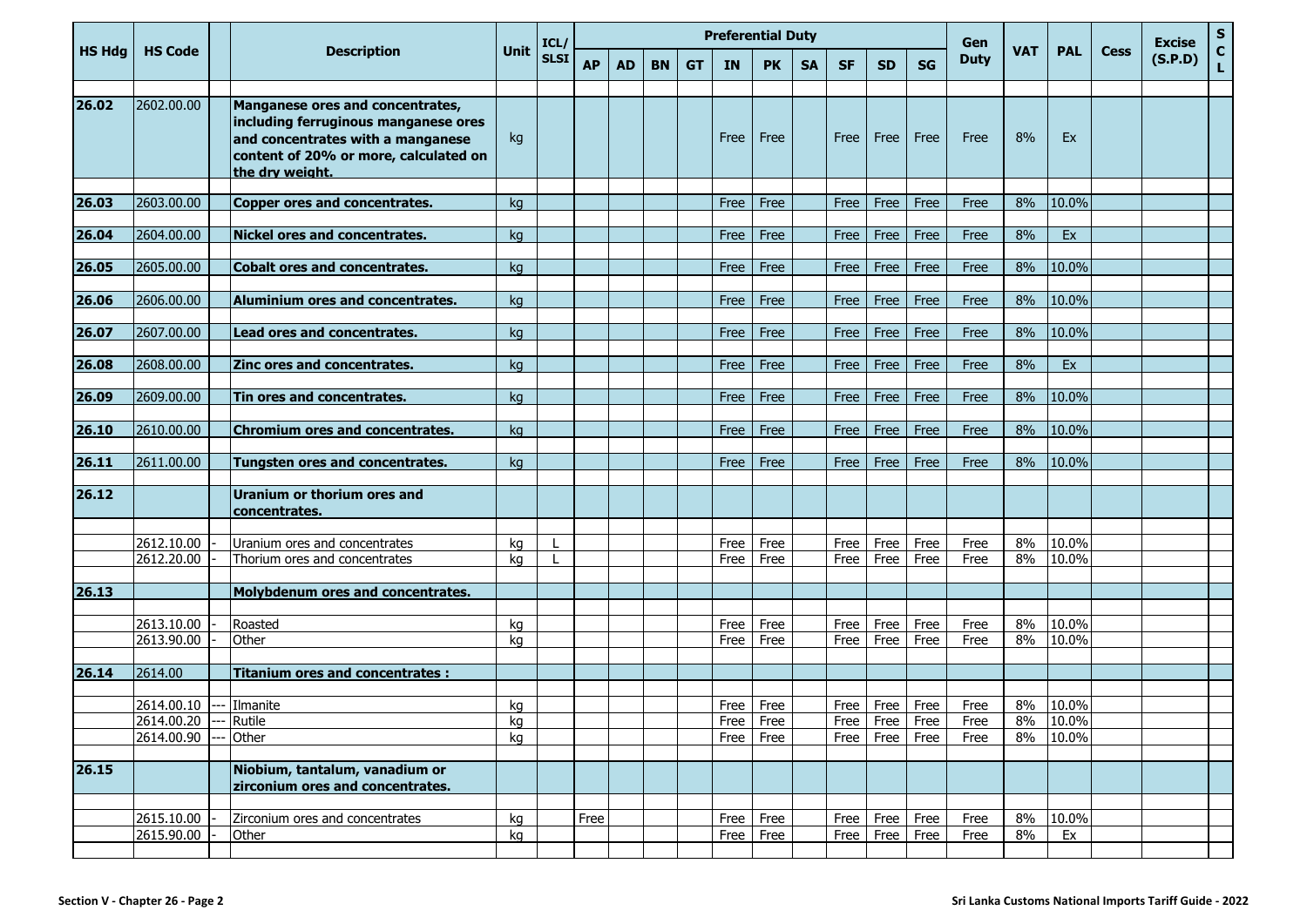| HS Hdg | HS Code | | Description | Unit | ICL/ SLSI | Preferential Duty | | | | | | | | | | Gen Duty | VAT | PAL | Cess | Excise (S.P.D) | SCL |
|---|---|---|---|---|---|---|---|---|---|---|---|---|---|---|---|---|---|---|---|---|---|
| | | | | | | AP | AD | BN | GT | IN | PK | SA | SF | SD | SG | | | | | | |
| **26.02** | 2602.00.00 | | **Manganese ores and concentrates, including ferruginous manganese ores and concentrates with a manganese content of 20% or more, calculated on the dry weight.** | kg | | | | | | Free | Free | | Free | Free | Free | Free | 8% | Ex | | | |
| **26.03** | 2603.00.00 | | **Copper ores and concentrates.** | kg | | | | | | Free | Free | | Free | Free | Free | Free | 8% | 10.0% | | | |
| **26.04** | 2604.00.00 | | **Nickel ores and concentrates.** | kg | | | | | | Free | Free | | Free | Free | Free | Free | 8% | Ex | | | |
| **26.05** | 2605.00.00 | | **Cobalt ores and concentrates.** | kg | | | | | | Free | Free | | Free | Free | Free | Free | 8% | 10.0% | | | |
| **26.06** | 2606.00.00 | | **Aluminium ores and concentrates.** | kg | | | | | | Free | Free | | Free | Free | Free | Free | 8% | 10.0% | | | |
| **26.07** | 2607.00.00 | | **Lead ores and concentrates.** | kg | | | | | | Free | Free | | Free | Free | Free | Free | 8% | 10.0% | | | |
| **26.08** | 2608.00.00 | | **Zinc ores and concentrates.** | kg | | | | | | Free | Free | | Free | Free | Free | Free | 8% | Ex | | | |
| **26.09** | 2609.00.00 | | **Tin ores and concentrates.** | kg | | | | | | Free | Free | | Free | Free | Free | Free | 8% | 10.0% | | | |
| **26.10** | 2610.00.00 | | **Chromium ores and concentrates.** | kg | | | | | | Free | Free | | Free | Free | Free | Free | 8% | 10.0% | | | |
| **26.11** | 2611.00.00 | | **Tungsten ores and concentrates.** | kg | | | | | | Free | Free | | Free | Free | Free | Free | 8% | 10.0% | | | |
| **26.12** | | | **Uranium or thorium ores and concentrates.** | | | | | | | | | | | | | | | | | | |
| | 2612.10.00 | - | Uranium ores and concentrates | kg | L | | | | | Free | Free | | Free | Free | Free | Free | 8% | 10.0% | | | |
| | 2612.20.00 | - | Thorium ores and concentrates | kg | L | | | | | Free | Free | | Free | Free | Free | Free | 8% | 10.0% | | | |
| **26.13** | | | **Molybdenum ores and concentrates.** | | | | | | | | | | | | | | | | | | |
| | 2613.10.00 | - | Roasted | kg | | | | | | Free | Free | | Free | Free | Free | Free | 8% | 10.0% | | | |
| | 2613.90.00 | - | Other | kg | | | | | | Free | Free | | Free | Free | Free | Free | 8% | 10.0% | | | |
| **26.14** | 2614.00 | | **Titanium ores and concentrates :** | | | | | | | | | | | | | | | | | | |
| | 2614.00.10 | --- | Ilmanite | kg | | | | | | Free | Free | | Free | Free | Free | Free | 8% | 10.0% | | | |
| | 2614.00.20 | --- | Rutile | kg | | | | | | Free | Free | | Free | Free | Free | Free | 8% | 10.0% | | | |
| | 2614.00.90 | --- | Other | kg | | | | | | Free | Free | | Free | Free | Free | Free | 8% | 10.0% | | | |
| **26.15** | | | **Niobium, tantalum, vanadium or zirconium ores and concentrates.** | | | | | | | | | | | | | | | | | | |
| | 2615.10.00 | - | Zirconium ores and concentrates | kg | | Free | | | | Free | Free | | Free | Free | Free | Free | 8% | 10.0% | | | |
| | 2615.90.00 | - | Other | kg | | | | | | Free | Free | | Free | Free | Free | Free | 8% | Ex | | | |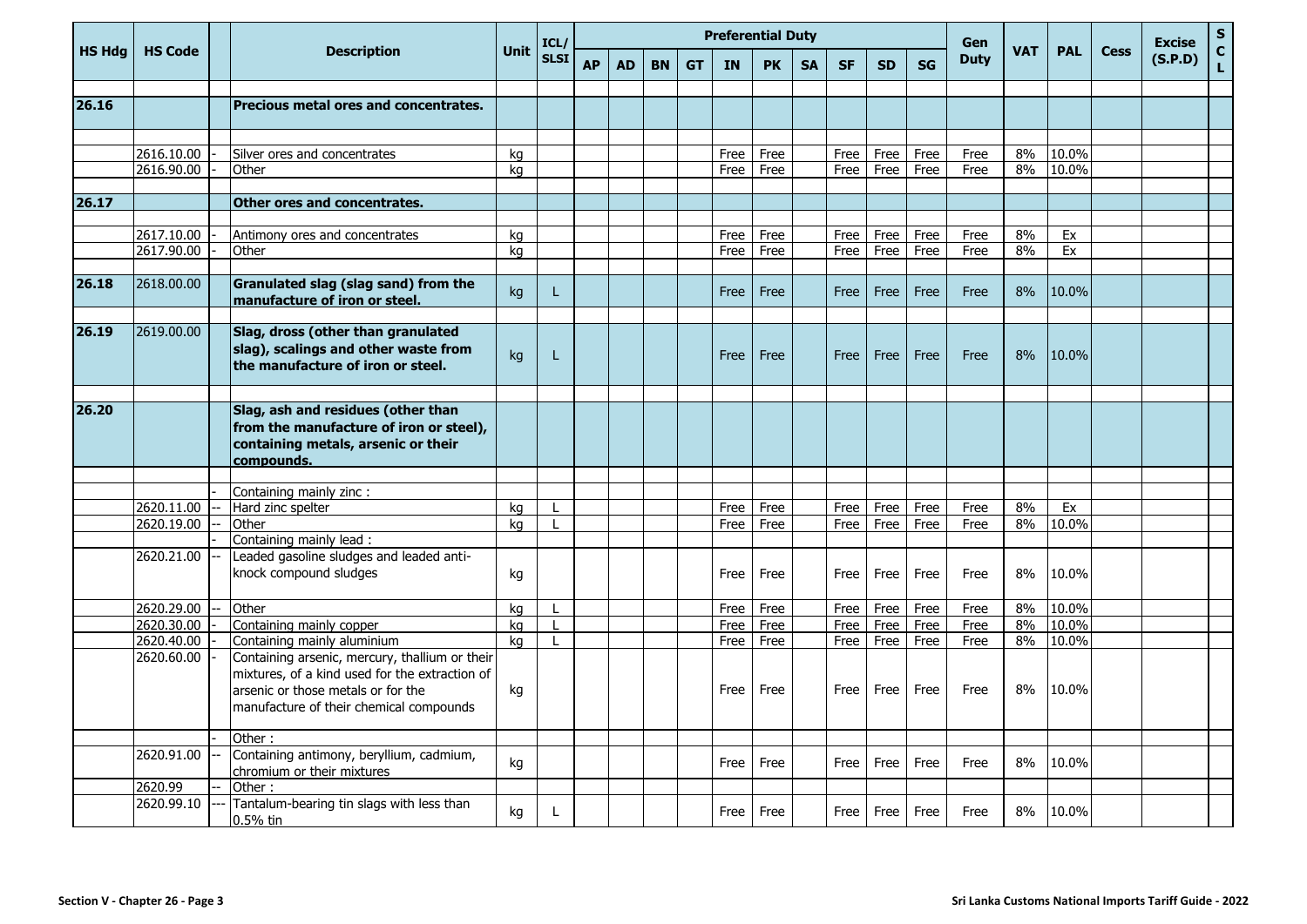| HS Hdg | HS Code | | Description | Unit | ICL/SLSI | Preferential Duty | | | | | | | | | | Gen Duty | VAT | PAL | Cess | Excise (S.P.D) | SCL |
|---|---|---|---|---|---|---|---|---|---|---|---|---|---|---|---|---|---|---|---|---|---|
| | | | | | | AP | AD | BN | GT | IN | PK | SA | SF | SD | SG | | | | | | |
| **26.16** | | | **Precious metal ores and concentrates.** | | | | | | | | | | | | | | | | | | |
| | 2616.10.00 | - | Silver ores and concentrates | kg | | | | | | Free | Free | | Free | Free | Free | Free | 8% | 10.0% | | | |
| | 2616.90.00 | - | Other | kg | | | | | | Free | Free | | Free | Free | Free | Free | 8% | 10.0% | | | |
| **26.17** | | | **Other ores and concentrates.** | | | | | | | | | | | | | | | | | | |
| | 2617.10.00 | - | Antimony ores and concentrates | kg | | | | | | Free | Free | | Free | Free | Free | Free | 8% | Ex | | | |
| | 2617.90.00 | - | Other | kg | | | | | | Free | Free | | Free | Free | Free | Free | 8% | Ex | | | |
| **26.18** | 2618.00.00 | | **Granulated slag (slag sand) from the manufacture of iron or steel.** | kg | L | | | | | Free | Free | | Free | Free | Free | Free | 8% | 10.0% | | | |
| **26.19** | 2619.00.00 | | **Slag, dross (other than granulated slag), scalings and other waste from the manufacture of iron or steel.** | kg | L | | | | | Free | Free | | Free | Free | Free | Free | 8% | 10.0% | | | |
| **26.20** | | | **Slag, ash and residues (other than from the manufacture of iron or steel), containing metals, arsenic or their compounds.** | | | | | | | | | | | | | | | | | | |
| | | - | Containing mainly zinc : | | | | | | | | | | | | | | | | | | |
| | 2620.11.00 | -- | Hard zinc spelter | kg | L | | | | | Free | Free | | Free | Free | Free | Free | 8% | Ex | | | |
| | 2620.19.00 | -- | Other | kg | L | | | | | Free | Free | | Free | Free | Free | Free | 8% | 10.0% | | | |
| | | - | Containing mainly lead : | | | | | | | | | | | | | | | | | | |
| | 2620.21.00 | -- | Leaded gasoline sludges and leaded anti-knock compound sludges | kg | | | | | | Free | Free | | Free | Free | Free | Free | 8% | 10.0% | | | |
| | 2620.29.00 | -- | Other | kg | L | | | | | Free | Free | | Free | Free | Free | Free | 8% | 10.0% | | | |
| | 2620.30.00 | - | Containing mainly copper | kg | L | | | | | Free | Free | | Free | Free | Free | Free | 8% | 10.0% | | | |
| | 2620.40.00 | - | Containing mainly aluminium | kg | L | | | | | Free | Free | | Free | Free | Free | Free | 8% | 10.0% | | | |
| | 2620.60.00 | - | Containing arsenic, mercury, thallium or their mixtures, of a kind used for the extraction of arsenic or those metals or for the manufacture of their chemical compounds | kg | | | | | | Free | Free | | Free | Free | Free | Free | 8% | 10.0% | | | |
| | | - | Other : | | | | | | | | | | | | | | | | | | |
| | 2620.91.00 | -- | Containing antimony, beryllium, cadmium, chromium or their mixtures | kg | | | | | | Free | Free | | Free | Free | Free | Free | 8% | 10.0% | | | |
| | 2620.99 | -- | Other : | | | | | | | | | | | | | | | | | | |
| | 2620.99.10 | --- | Tantalum-bearing tin slags with less than 0.5% tin | kg | L | | | | | Free | Free | | Free | Free | Free | Free | 8% | 10.0% | | | |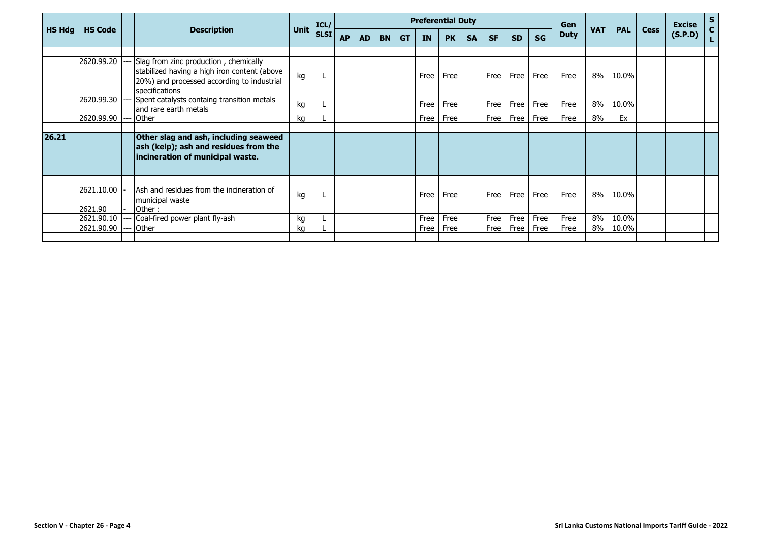| HS Hdg | HS Code | | Description | Unit | ICL/ SLSI | Preferential Duty | | | | | | | | | | Gen Duty | VAT | PAL | Cess | Excise (S.P.D) | S C L |
|---|---|---|---|---|---|---|---|---|---|---|---|---|---|---|---|---|---|---|---|---|---|
| | | | | | | AP | AD | BN | GT | IN | PK | SA | SF | SD | SG | | | | | | |
| | | | | | | | | | | | | | | | | | | | | | |
| | 2620.99.20 | --- | Slag from zinc production , chemically stabilized having a high iron content (above 20%) and processed according to industrial specifications | kg | L | | | | | Free | Free | | Free | Free | Free | Free | 8% | 10.0% | | | |
| | 2620.99.30 | --- | Spent catalysts containg transition metals and rare earth metals | kg | L | | | | | Free | Free | | Free | Free | Free | Free | 8% | 10.0% | | | |
| | 2620.99.90 | --- | Other | kg | L | | | | | Free | Free | | Free | Free | Free | Free | 8% | Ex | | | |
| | | | | | | | | | | | | | | | | | | | | | |
| **26.21** | | | **Other slag and ash, including seaweed ash (kelp); ash and residues from the incineration of municipal waste.** | | | | | | | | | | | | | | | | | | |
| | | | | | | | | | | | | | | | | | | | | | |
| | 2621.10.00 | - | Ash and residues from the incineration of municipal waste | kg | L | | | | | Free | Free | | Free | Free | Free | Free | 8% | 10.0% | | | |
| | 2621.90 | - | Other : | | | | | | | | | | | | | | | | | | |
| | 2621.90.10 | --- | Coal-fired power plant fly-ash | kg | L | | | | | Free | Free | | Free | Free | Free | Free | 8% | 10.0% | | | |
| | 2621.90.90 | --- | Other | kg | L | | | | | Free | Free | | Free | Free | Free | Free | 8% | 10.0% | | | |